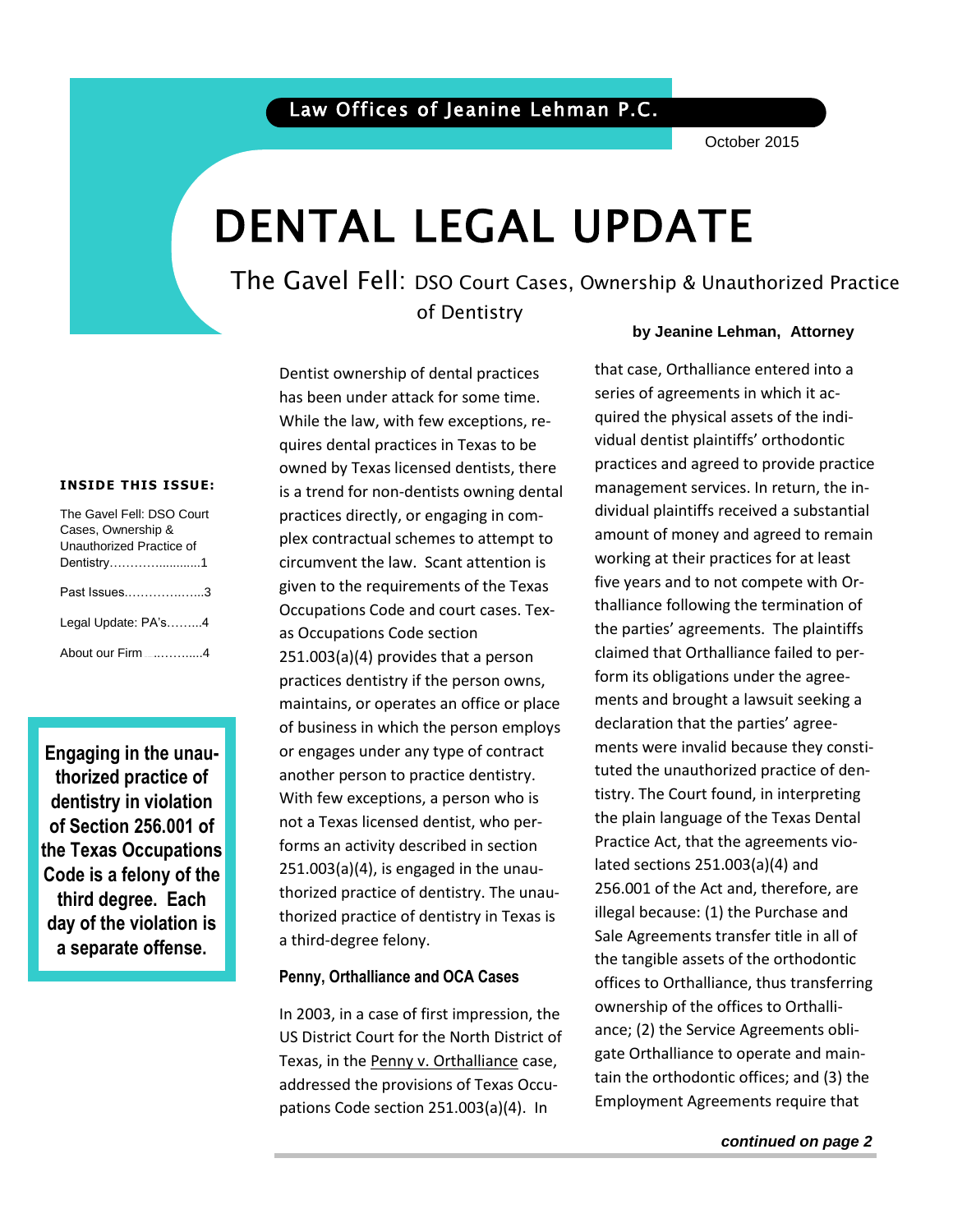Law Offices of Jeanine Lehman P.C.

October 2015

# DENTAL LEGAL UPDATE

## The Gavel Fell: DSO Court Cases, Ownership & Unauthorized Practice of Dentistry

**by Jeanine Lehman, Attorney**

**INSIDE THIS ISSUE:**

- The Gavel Fell: DSO Court Cases, Ownership & Unauthorized Practice of Dentistry……….............1
- Past Issues……………..…..3
- Legal Update: PA's……...4
- About our Firm ..……......4

**Engaging in the unauthorized practice of dentistry in violation of Section 256.001 of the Texas Occupations Code is a felony of the third degree. Each day of the violation is a separate offense.**

Dentist ownership of dental practices has been under attack for some time. While the law, with few exceptions, requires dental practices in Texas to be owned by Texas licensed dentists, there is a trend for non-dentists owning dental practices directly, or engaging in complex contractual schemes to attempt to circumvent the law. Scant attention is given to the requirements of the Texas Occupations Code and court cases. Texas Occupations Code section 251.003(a)(4) provides that a person practices dentistry if the person owns, maintains, or operates an office or place of business in which the person employs or engages under any type of contract another person to practice dentistry. With few exceptions, a person who is not a Texas licensed dentist, who performs an activity described in section 251.003(a)(4), is engaged in the unauthorized practice of dentistry. The unauthorized practice of dentistry in Texas is a third-degree felony.

### Penny, Orthalliance and OCA Cases

In 2003, in a case of first impression, the US District Court for the North District of Texas, in the Penny v. Orthalliance case, addressed the provisions of Texas Occupations Code section 251.003(a)(4). In that case, Orthalliance entered into a series of agreements in which it acquired the physical assets of the individual dentist plaintiffs' orthodontic practices and agreed to provide practice management services. In return, the individual plaintiffs received a substantial amount of money and agreed to remain working at their practices for at least five years and to not compete with Orthalliance following the termination of the parties' agreements. The plaintiffs claimed that Orthalliance failed to perform its obligations under the agreements and brought a lawsuit seeking a declaration that the parties' agreements were invalid because they constituted the unauthorized practice of dentistry. The Court found, in interpreting the plain language of the Texas Dental Practice Act, that the agreements violated sections 251.003(a)(4) and 256.001 of the Act and, therefore, are illegal because: (1) the Purchase and Sale Agreements transfer title in all of the tangible assets of the orthodontic offices to Orthalliance, thus transferring ownership of the offices to Orthalliance; (2) the Service Agreements obligate Orthalliance to operate and maintain the orthodontic offices; and (3) the Employment Agreements require that

*continued on page 2*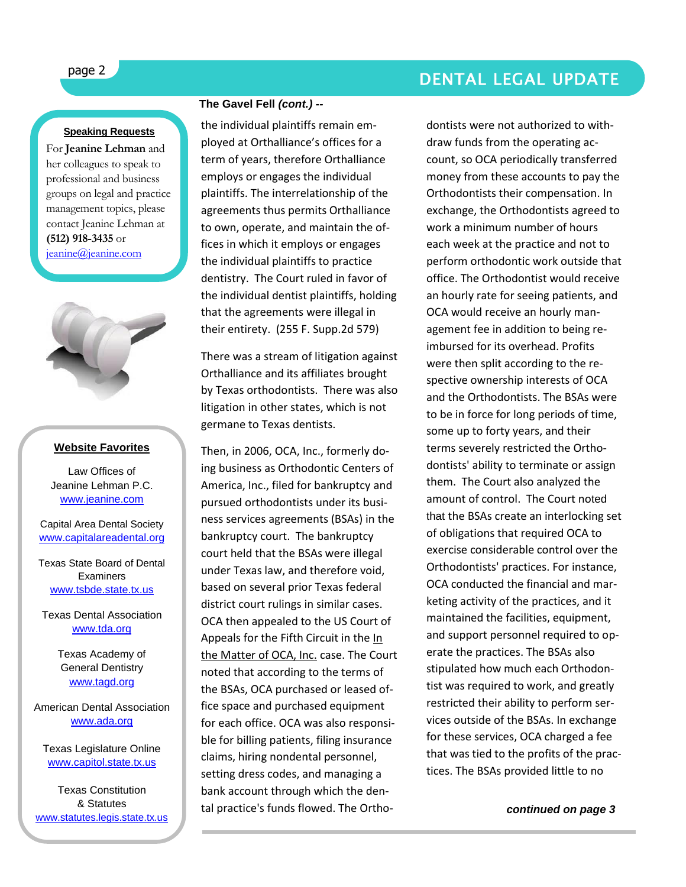### Speaking Requests

For **Jeanine Lehman** and her colleagues to speak to professional and business groups on legal and practice management topics, please contact Jeanine Lehman at **(512) 918-3435** or jeanine@jeanine.com

### Website Favorites

Law Offices of Jeanine Lehman P.C.
www.jeanine.com

Capital Area Dental Society
www.capitalareadental.org

Texas State Board of Dental Examiners
www.tsbde.state.tx.us

Texas Dental Association
www.tda.org

Texas Academy of General Dentistry
www.tagd.org

American Dental Association
www.ada.org

Texas Legislature Online
www.capitol.state.tx.us

Texas Constitution & Statutes
www.statutes.legis.state.tx.us

**The Gavel Fell *(cont.)* --**

the individual plaintiffs remain employed at Orthalliance's offices for a term of years, therefore Orthalliance employs or engages the individual plaintiffs. The interrelationship of the agreements thus permits Orthalliance to own, operate, and maintain the offices in which it employs or engages the individual plaintiffs to practice dentistry. The Court ruled in favor of the individual dentist plaintiffs, holding that the agreements were illegal in their entirety. (255 F. Supp.2d 579)

There was a stream of litigation against Orthalliance and its affiliates brought by Texas orthodontists. There was also litigation in other states, which is not germane to Texas dentists.

Then, in 2006, OCA, Inc., formerly doing business as Orthodontic Centers of America, Inc., filed for bankruptcy and pursued orthodontists under its business services agreements (BSAs) in the bankruptcy court. The bankruptcy court held that the BSAs were illegal under Texas law, and therefore void, based on several prior Texas federal district court rulings in similar cases. OCA then appealed to the US Court of Appeals for the Fifth Circuit in the In the Matter of OCA, Inc. case. The Court noted that according to the terms of the BSAs, OCA purchased or leased office space and purchased equipment for each office. OCA was also responsible for billing patients, filing insurance claims, hiring nondental personnel, setting dress codes, and managing a bank account through which the dental practice's funds flowed. The Orthodontists were not authorized to withdraw funds from the operating account, so OCA periodically transferred money from these accounts to pay the Orthodontists their compensation. In exchange, the Orthodontists agreed to work a minimum number of hours each week at the practice and not to perform orthodontic work outside that office. The Orthodontist would receive an hourly rate for seeing patients, and OCA would receive an hourly management fee in addition to being reimbursed for its overhead. Profits were then split according to the respective ownership interests of OCA and the Orthodontists. The BSAs were to be in force for long periods of time, some up to forty years, and their terms severely restricted the Orthodontists' ability to terminate or assign them. The Court also analyzed the amount of control. The Court noted that the BSAs create an interlocking set of obligations that required OCA to exercise considerable control over the Orthodontists' practices. For instance, OCA conducted the financial and marketing activity of the practices, and it maintained the facilities, equipment, and support personnel required to operate the practices. The BSAs also stipulated how much each Orthodontist was required to work, and greatly restricted their ability to perform services outside of the BSAs. In exchange for these services, OCA charged a fee that was tied to the profits of the practices. The BSAs provided little to no

***continued on page 3***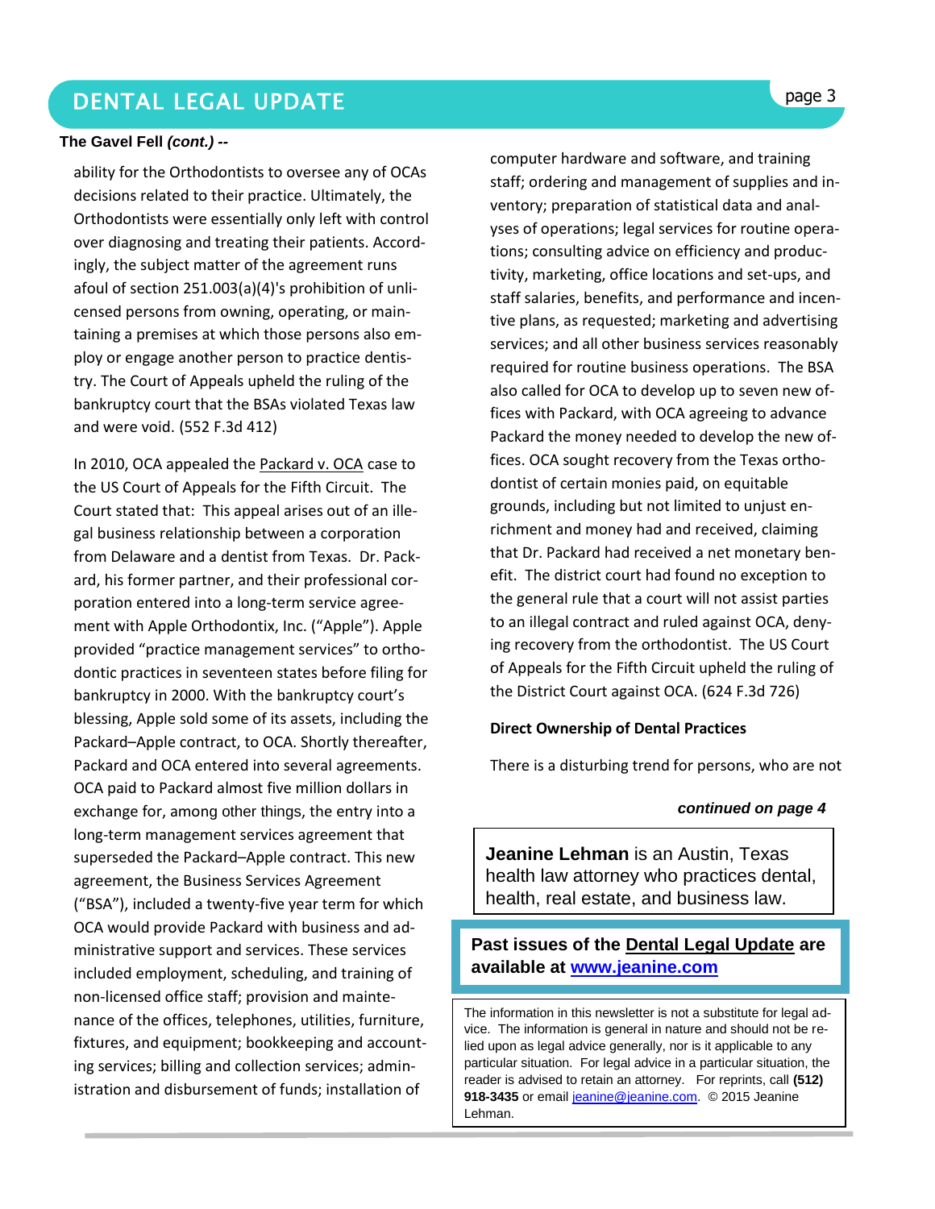**The Gavel Fell *(cont.)* --**

ability for the Orthodontists to oversee any of OCAs decisions related to their practice. Ultimately, the Orthodontists were essentially only left with control over diagnosing and treating their patients. Accordingly, the subject matter of the agreement runs afoul of section 251.003(a)(4)'s prohibition of unlicensed persons from owning, operating, or maintaining a premises at which those persons also employ or engage another person to practice dentistry. The Court of Appeals upheld the ruling of the bankruptcy court that the BSAs violated Texas law and were void. (552 F.3d 412)

In 2010, OCA appealed the Packard v. OCA case to the US Court of Appeals for the Fifth Circuit. The Court stated that: This appeal arises out of an illegal business relationship between a corporation from Delaware and a dentist from Texas. Dr. Packard, his former partner, and their professional corporation entered into a long-term service agreement with Apple Orthodontix, Inc. ("Apple"). Apple provided "practice management services" to orthodontic practices in seventeen states before filing for bankruptcy in 2000. With the bankruptcy court's blessing, Apple sold some of its assets, including the Packard–Apple contract, to OCA. Shortly thereafter, Packard and OCA entered into several agreements. OCA paid to Packard almost five million dollars in exchange for, among other things, the entry into a long-term management services agreement that superseded the Packard–Apple contract. This new agreement, the Business Services Agreement ("BSA"), included a twenty-five year term for which OCA would provide Packard with business and administrative support and services. These services included employment, scheduling, and training of non-licensed office staff; provision and maintenance of the offices, telephones, utilities, furniture, fixtures, and equipment; bookkeeping and accounting services; billing and collection services; administration and disbursement of funds; installation of computer hardware and software, and training staff; ordering and management of supplies and inventory; preparation of statistical data and analyses of operations; legal services for routine operations; consulting advice on efficiency and productivity, marketing, office locations and set-ups, and staff salaries, benefits, and performance and incentive plans, as requested; marketing and advertising services; and all other business services reasonably required for routine business operations. The BSA also called for OCA to develop up to seven new offices with Packard, with OCA agreeing to advance Packard the money needed to develop the new offices. OCA sought recovery from the Texas orthodontist of certain monies paid, on equitable grounds, including but not limited to unjust enrichment and money had and received, claiming that Dr. Packard had received a net monetary benefit. The district court had found no exception to the general rule that a court will not assist parties to an illegal contract and ruled against OCA, denying recovery from the orthodontist. The US Court of Appeals for the Fifth Circuit upheld the ruling of the District Court against OCA. (624 F.3d 726)

**Direct Ownership of Dental Practices**

There is a disturbing trend for persons, who are not

***continued on page 4***

**Jeanine Lehman** is an Austin, Texas health law attorney who practices dental, health, real estate, and business law.

**Past issues of the Dental Legal Update are available at [www.jeanine.com](http://www.jeanine.com)**

The information in this newsletter is not a substitute for legal advice. The information is general in nature and should not be relied upon as legal advice generally, nor is it applicable to any particular situation. For legal advice in a particular situation, the reader is advised to retain an attorney. For reprints, call **(512) 918-3435** or email jeanine@jeanine.com. © 2015 Jeanine Lehman.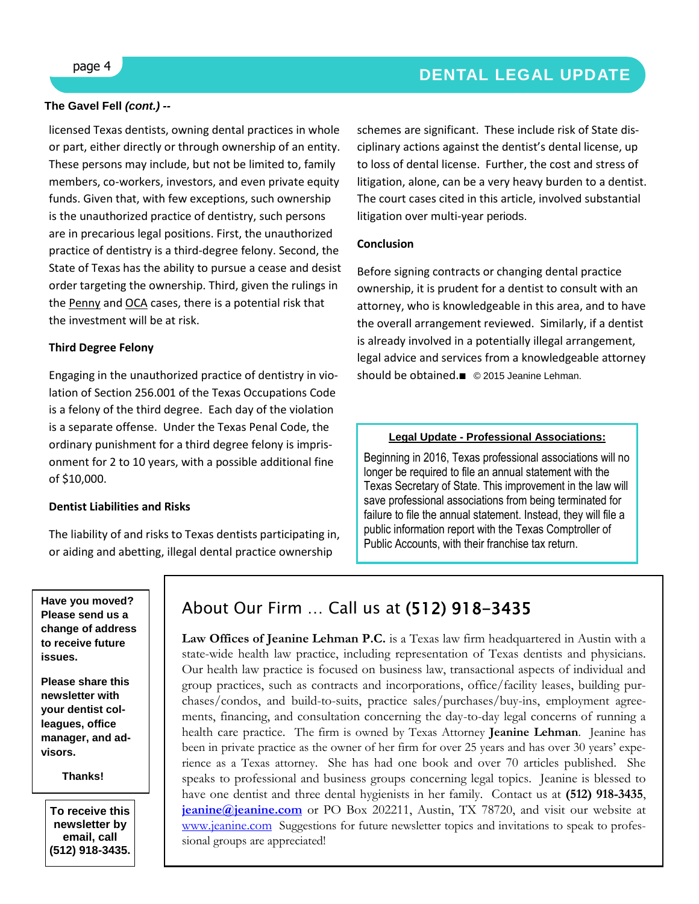**The Gavel Fell *(cont.)* --**

licensed Texas dentists, owning dental practices in whole or part, either directly or through ownership of an entity. These persons may include, but not be limited to, family members, co-workers, investors, and even private equity funds. Given that, with few exceptions, such ownership is the unauthorized practice of dentistry, such persons are in precarious legal positions. First, the unauthorized practice of dentistry is a third-degree felony. Second, the State of Texas has the ability to pursue a cease and desist order targeting the ownership. Third, given the rulings in the Penny and OCA cases, there is a potential risk that the investment will be at risk.

**Third Degree Felony**

Engaging in the unauthorized practice of dentistry in violation of Section 256.001 of the Texas Occupations Code is a felony of the third degree. Each day of the violation is a separate offense. Under the Texas Penal Code, the ordinary punishment for a third degree felony is imprisonment for 2 to 10 years, with a possible additional fine of $10,000.

**Dentist Liabilities and Risks**

The liability of and risks to Texas dentists participating in, or aiding and abetting, illegal dental practice ownership schemes are significant. These include risk of State disciplinary actions against the dentist's dental license, up to loss of dental license. Further, the cost and stress of litigation, alone, can be a very heavy burden to a dentist. The court cases cited in this article, involved substantial litigation over multi-year periods.

**Conclusion**

Before signing contracts or changing dental practice ownership, it is prudent for a dentist to consult with an attorney, who is knowledgeable in this area, and to have the overall arrangement reviewed. Similarly, if a dentist is already involved in a potentially illegal arrangement, legal advice and services from a knowledgeable attorney should be obtained.■ © 2015 Jeanine Lehman.

**Legal Update - Professional Associations:**

Beginning in 2016, Texas professional associations will no longer be required to file an annual statement with the Texas Secretary of State. This improvement in the law will save professional associations from being terminated for failure to file the annual statement. Instead, they will file a public information report with the Texas Comptroller of Public Accounts, with their franchise tax return.

**Have you moved? Please send us a change of address to receive future issues.**

**Please share this newsletter with your dentist colleagues, office manager, and advisors.**

**Thanks!**

**To receive this newsletter by email, call (512) 918-3435.**

## About Our Firm … Call us at (512) 918-3435

**Law Offices of Jeanine Lehman P.C.** is a Texas law firm headquartered in Austin with a state-wide health law practice, including representation of Texas dentists and physicians. Our health law practice is focused on business law, transactional aspects of individual and group practices, such as contracts and incorporations, office/facility leases, building purchases/condos, and build-to-suits, practice sales/purchases/buy-ins, employment agreements, financing, and consultation concerning the day-to-day legal concerns of running a health care practice. The firm is owned by Texas Attorney **Jeanine Lehman**. Jeanine has been in private practice as the owner of her firm for over 25 years and has over 30 years' experience as a Texas attorney. She has had one book and over 70 articles published. She speaks to professional and business groups concerning legal topics. Jeanine is blessed to have one dentist and three dental hygienists in her family. Contact us at **(512) 918-3435**, **jeanine@jeanine.com** or PO Box 202211, Austin, TX 78720, and visit our website at www.jeanine.com Suggestions for future newsletter topics and invitations to speak to professional groups are appreciated!